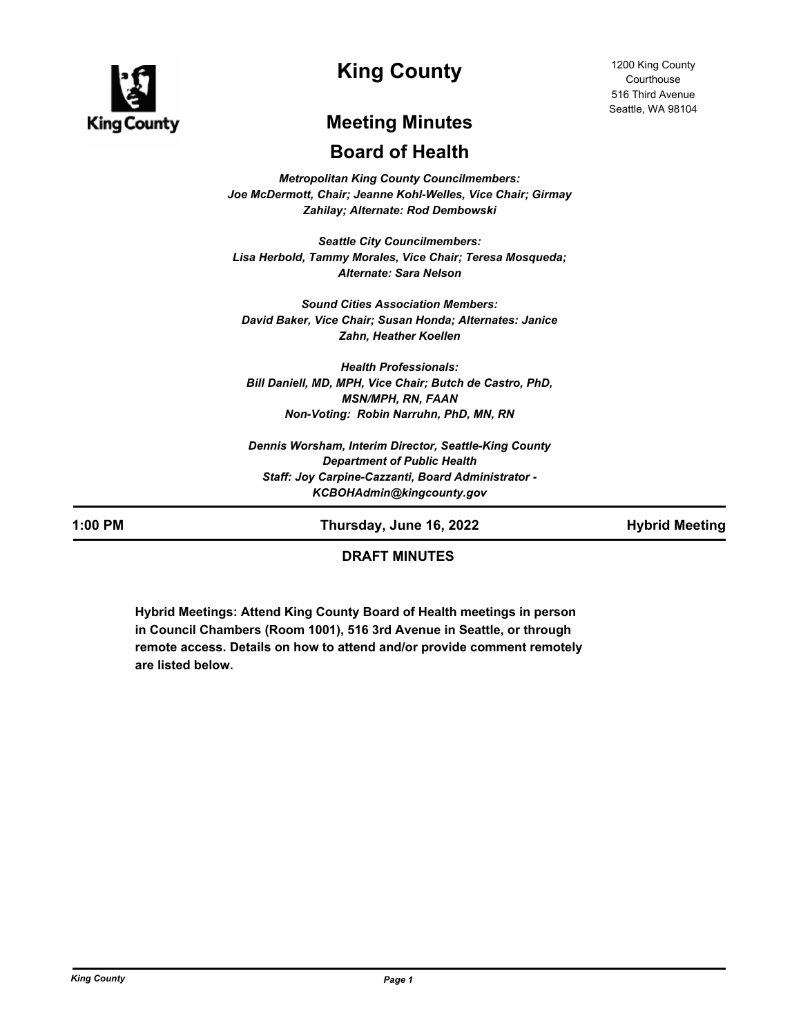# King County

1200 King County Courthouse
516 Third Avenue
Seattle, WA 98104

## Meeting Minutes

## Board of Health

*Metropolitan King County Councilmembers:*
*Joe McDermott, Chair; Jeanne Kohl-Welles, Vice Chair; Girmay Zahilay; Alternate: Rod Dembowski*

*Seattle City Councilmembers:*
*Lisa Herbold, Tammy Morales, Vice Chair; Teresa Mosqueda; Alternate: Sara Nelson*

*Sound Cities Association Members:*
*David Baker, Vice Chair; Susan Honda; Alternates: Janice Zahn, Heather Koellen*

*Health Professionals:*
*Bill Daniell, MD, MPH, Vice Chair; Butch de Castro, PhD, MSN/MPH, RN, FAAN*
*Non-Voting: Robin Narruhn, PhD, MN, RN*

*Dennis Worsham, Interim Director, Seattle-King County Department of Public Health*
*Staff: Joy Carpine-Cazzanti, Board Administrator - KCBOHAdmin@kingcounty.gov*

---

**1:00 PM** | **Thursday, June 16, 2022** | **Hybrid Meeting**

---

**DRAFT MINUTES**

**Hybrid Meetings: Attend King County Board of Health meetings in person in Council Chambers (Room 1001), 516 3rd Avenue in Seattle, or through remote access. Details on how to attend and/or provide comment remotely are listed below.**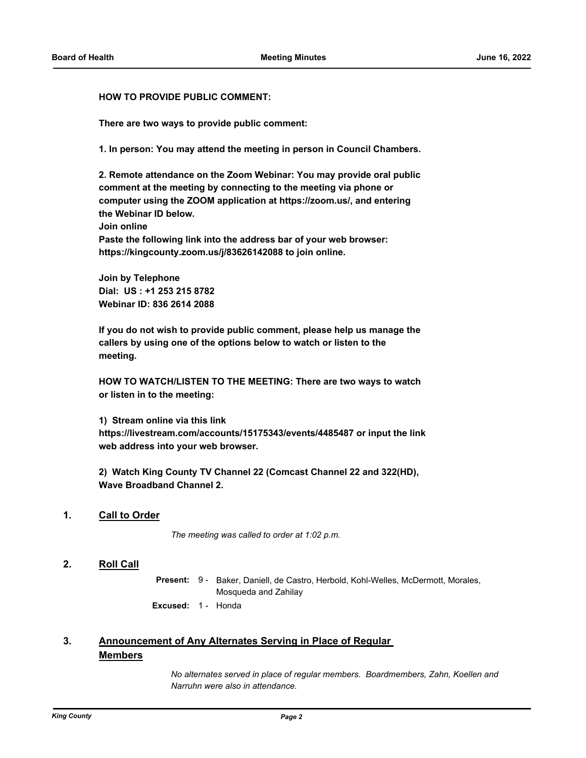**HOW TO PROVIDE PUBLIC COMMENT:**

**There are two ways to provide public comment:**

**1. In person: You may attend the meeting in person in Council Chambers.**

**2. Remote attendance on the Zoom Webinar: You may provide oral public comment at the meeting by connecting to the meeting via phone or computer using the ZOOM application at https://zoom.us/, and entering the Webinar ID below.**
**Join online**
**Paste the following link into the address bar of your web browser: https://kingcounty.zoom.us/j/83626142088 to join online.**

**Join by Telephone**
**Dial: US : +1 253 215 8782**
**Webinar ID: 836 2614 2088**

**If you do not wish to provide public comment, please help us manage the callers by using one of the options below to watch or listen to the meeting.**

**HOW TO WATCH/LISTEN TO THE MEETING: There are two ways to watch or listen in to the meeting:**

**1) Stream online via this link https://livestream.com/accounts/15175343/events/4485487 or input the link web address into your web browser.**

**2) Watch King County TV Channel 22 (Comcast Channel 22 and 322(HD), Wave Broadband Channel 2.**

## 1. Call to Order

*The meeting was called to order at 1:02 p.m.*

## 2. Roll Call

**Present:** 9 - Baker, Daniell, de Castro, Herbold, Kohl-Welles, McDermott, Morales, Mosqueda and Zahilay

**Excused:** 1 - Honda

## 3. Announcement of Any Alternates Serving in Place of Regular Members

*No alternates served in place of regular members. Boardmembers, Zahn, Koellen and Narruhn were also in attendance.*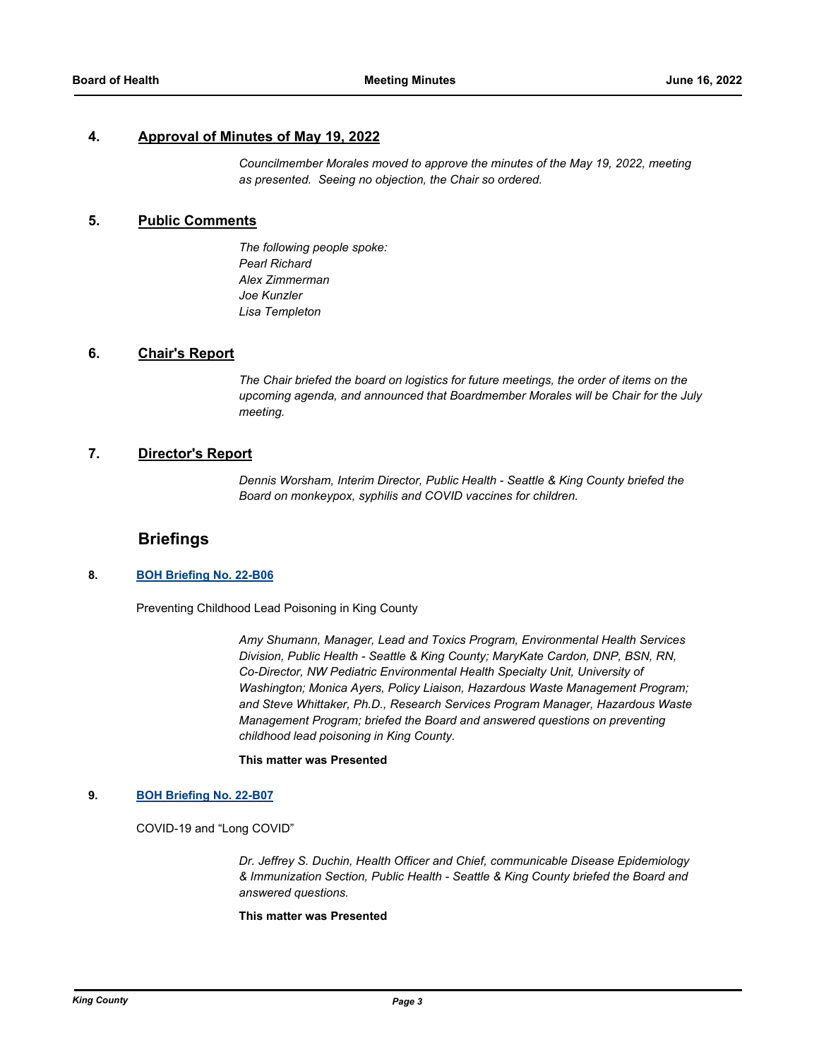## 4. Approval of Minutes of May 19, 2022

*Councilmember Morales moved to approve the minutes of the May 19, 2022, meeting as presented. Seeing no objection, the Chair so ordered.*

## 5. Public Comments

*The following people spoke:*
*Pearl Richard*
*Alex Zimmerman*
*Joe Kunzler*
*Lisa Templeton*

## 6. Chair's Report

*The Chair briefed the board on logistics for future meetings, the order of items on the upcoming agenda, and announced that Boardmember Morales will be Chair for the July meeting.*

## 7. Director's Report

*Dennis Worsham, Interim Director, Public Health - Seattle & King County briefed the Board on monkeypox, syphilis and COVID vaccines for children.*

# Briefings

### 8. BOH Briefing No. 22-B06

Preventing Childhood Lead Poisoning in King County

*Amy Shumann, Manager, Lead and Toxics Program, Environmental Health Services Division, Public Health - Seattle & King County; MaryKate Cardon, DNP, BSN, RN, Co-Director, NW Pediatric Environmental Health Specialty Unit, University of Washington; Monica Ayers, Policy Liaison, Hazardous Waste Management Program; and Steve Whittaker, Ph.D., Research Services Program Manager, Hazardous Waste Management Program; briefed the Board and answered questions on preventing childhood lead poisoning in King County.*

**This matter was Presented**

### 9. BOH Briefing No. 22-B07

COVID-19 and "Long COVID"

*Dr. Jeffrey S. Duchin, Health Officer and Chief, communicable Disease Epidemiology & Immunization Section, Public Health - Seattle & King County briefed the Board and answered questions.*

**This matter was Presented**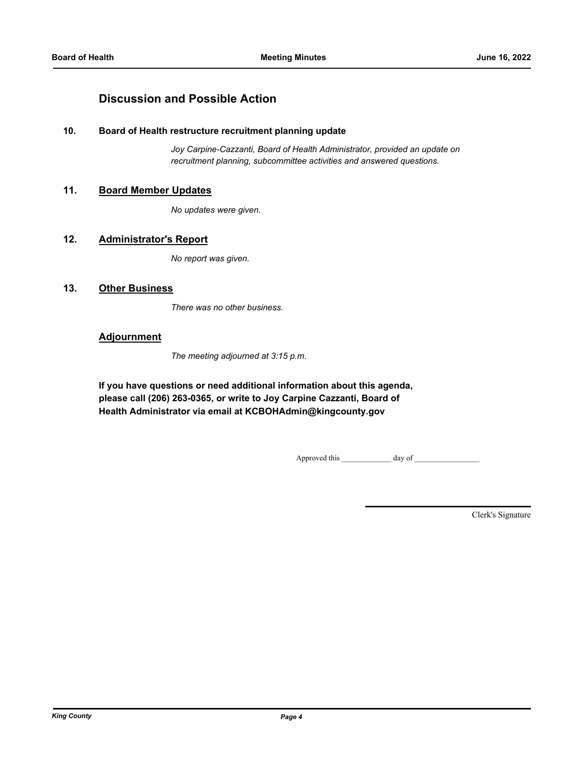## Discussion and Possible Action

### 10. Board of Health restructure recruitment planning update

*Joy Carpine-Cazzanti, Board of Health Administrator, provided an update on recruitment planning, subcommittee activities and answered questions.*

### 11. Board Member Updates

*No updates were given.*

### 12. Administrator's Report

*No report was given.*

### 13. Other Business

*There was no other business.*

### Adjournment

*The meeting adjourned at 3:15 p.m.*

**If you have questions or need additional information about this agenda, please call (206) 263-0365, or write to Joy Carpine Cazzanti, Board of Health Administrator via email at KCBOHAdmin@kingcounty.gov**

Approved this _____________ day of _________________

Clerk's Signature